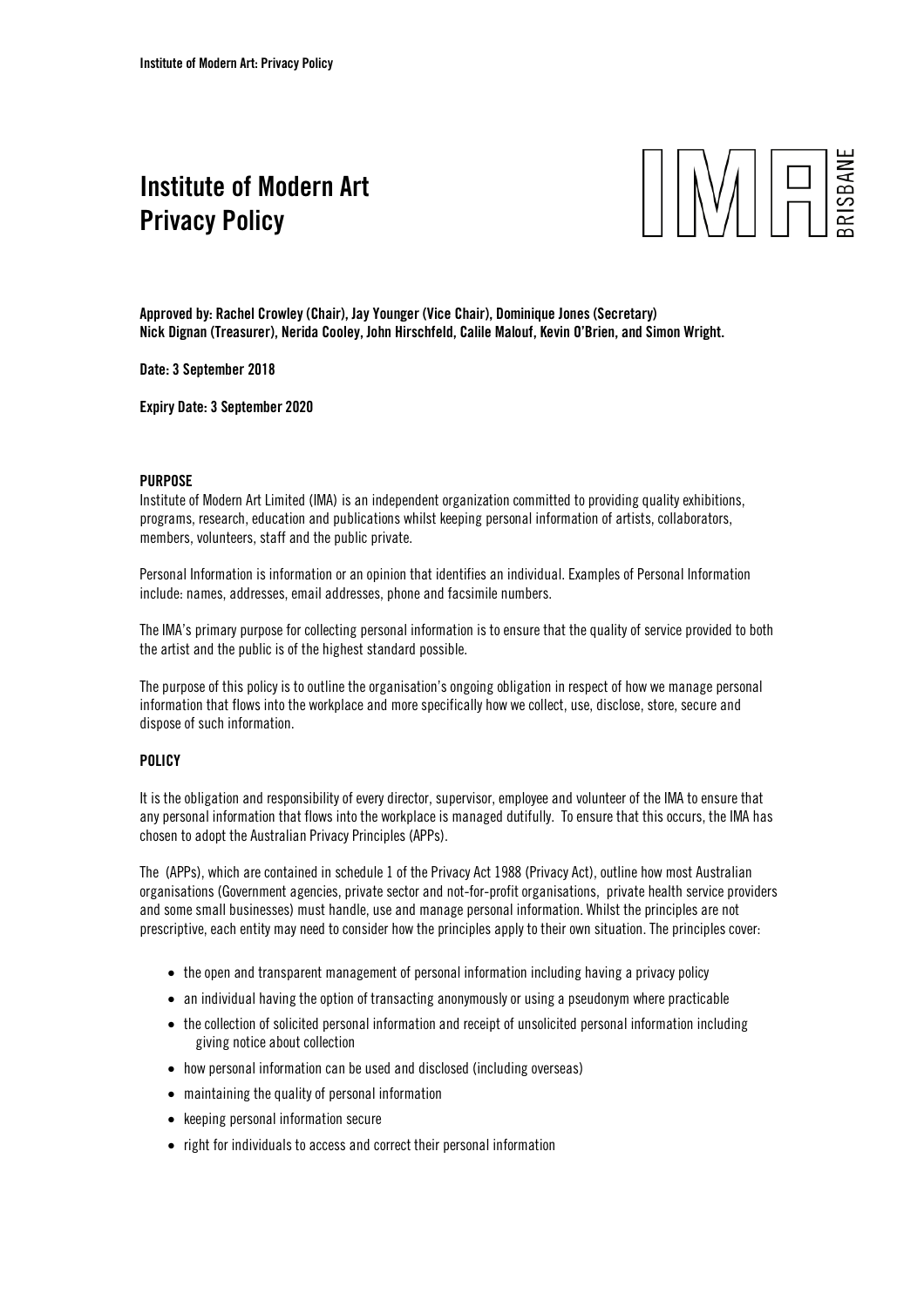# Institute of Modern Art Privacy Policy

**Approved by: Rachel Crowley (Chair), Jay Younger (Vice Chair), Dominique Jones (Secretary) Nick Dignan (Treasurer), Nerida Cooley, John Hirschfeld, Calile Malouf, Kevin O'Brien, and Simon Wright.**

**Date: 3 September 2018**

**Expiry Date: 3 September 2020**

## PURPOSE

Institute of Modern Art Limited (IMA) is an independent organization committed to providing quality exhibitions, programs, research, education and publications whilst keeping personal information of artists, collaborators, members, volunteers, staff and the public private.

Personal Information is information or an opinion that identifies an individual. Examples of Personal Information include: names, addresses, email addresses, phone and facsimile numbers.

The IMA's primary purpose for collecting personal information is to ensure that the quality of service provided to both the artist and the public is of the highest standard possible.

The purpose of this policy is to outline the organisation's ongoing obligation in respect of how we manage personal information that flows into the workplace and more specifically how we collect, use, disclose, store, secure and dispose of such information.

## POLICY

It is the obligation and responsibility of every director, supervisor, employee and volunteer of the IMA to ensure that any personal information that flows into the workplace is managed dutifully. To ensure that this occurs, the IMA has chosen to adopt the Australian Privacy Principles (APPs).

The (APPs), which are contained in schedule 1 of the Privacy Act 1988 (Privacy Act), outline how most Australian organisations (Government agencies, private sector and not-for-profit organisations, private health service providers and some small businesses) must handle, use and manage personal information. Whilst the principles are not prescriptive, each entity may need to consider how the principles apply to their own situation. The principles cover:

- the open and transparent management of personal information including having a privacy policy
- an individual having the option of transacting anonymously or using a pseudonym where practicable
- the collection of solicited personal information and receipt of unsolicited personal information including giving notice about collection
- how personal information can be used and disclosed (including overseas)
- maintaining the quality of personal information
- keeping personal information secure
- right for individuals to access and correct their personal information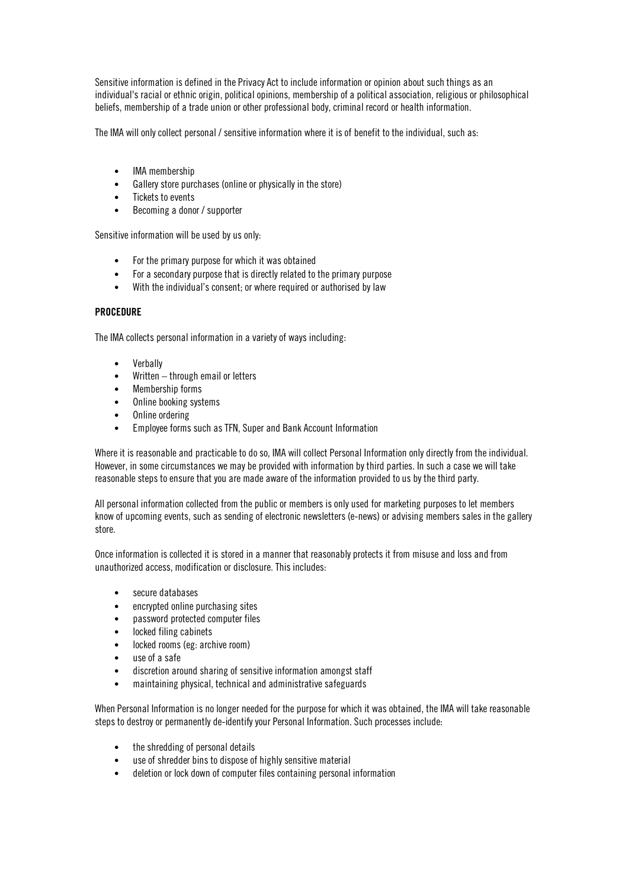Sensitive information is defined in the Privacy Act to include information or opinion about such things as an individual's racial or ethnic origin, political opinions, membership of a political association, religious or philosophical beliefs, membership of a trade union or other professional body, criminal record or health information.

The IMA will only collect personal / sensitive information where it is of benefit to the individual, such as:

- IMA membership
- Gallery store purchases (online or physically in the store)
- Tickets to events
- Becoming a donor / supporter

Sensitive information will be used by us only:

- For the primary purpose for which it was obtained
- For a secondary purpose that is directly related to the primary purpose
- With the individual's consent; or where required or authorised by law

**PROCEDURE**

The IMA collects personal information in a variety of ways including:

- Verbally
- Written – through email or letters
- Membership forms
- Online booking systems
- Online ordering
- Employee forms such as TFN, Super and Bank Account Information

Where it is reasonable and practicable to do so, IMA will collect Personal Information only directly from the individual. However, in some circumstances we may be provided with information by third parties. In such a case we will take reasonable steps to ensure that you are made aware of the information provided to us by the third party.

All personal information collected from the public or members is only used for marketing purposes to let members know of upcoming events, such as sending of electronic newsletters (e-news) or advising members sales in the gallery store.

Once information is collected it is stored in a manner that reasonably protects it from misuse and loss and from unauthorized access, modification or disclosure. This includes:

- secure databases
- encrypted online purchasing sites
- password protected computer files
- locked filing cabinets
- locked rooms (eg: archive room)
- use of a safe
- discretion around sharing of sensitive information amongst staff
- maintaining physical, technical and administrative safeguards

When Personal Information is no longer needed for the purpose for which it was obtained, the IMA will take reasonable steps to destroy or permanently de-identify your Personal Information. Such processes include:

- the shredding of personal details
- use of shredder bins to dispose of highly sensitive material
- deletion or lock down of computer files containing personal information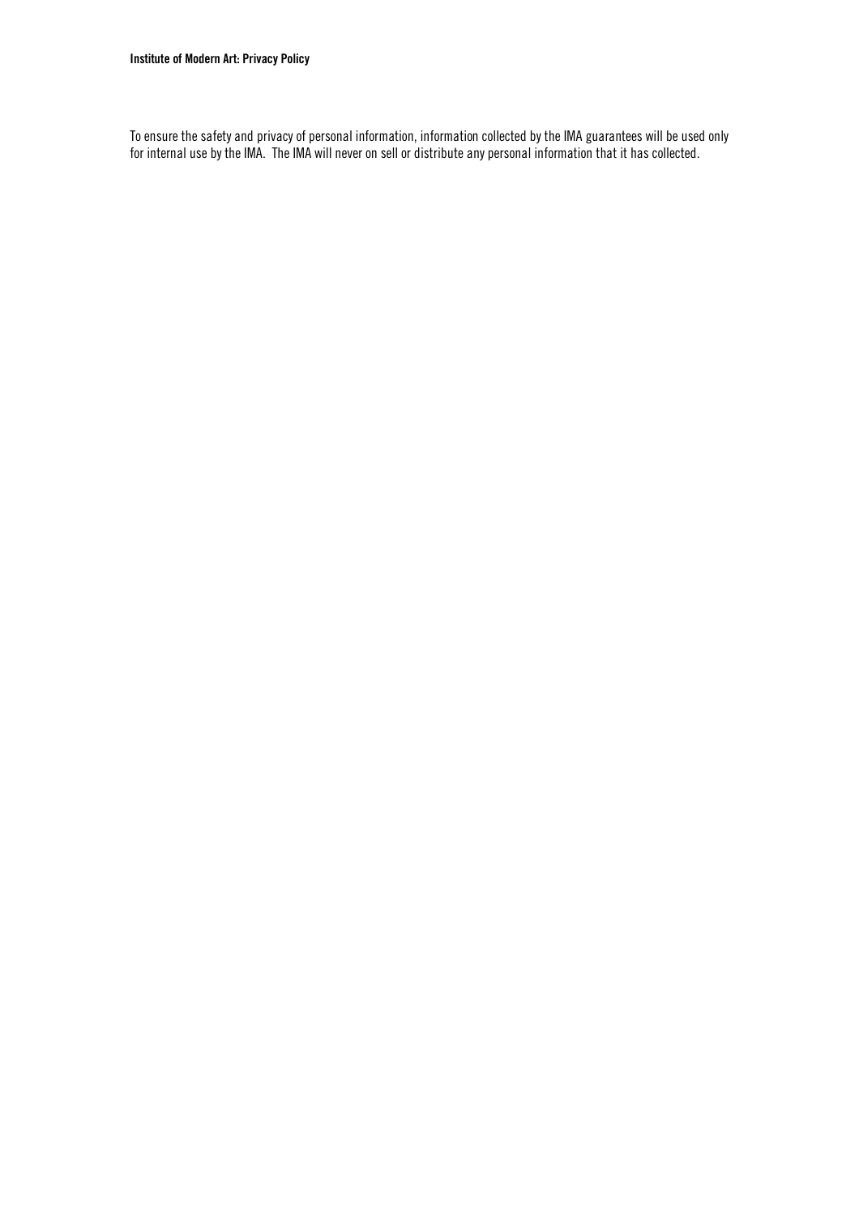To ensure the safety and privacy of personal information, information collected by the IMA guarantees will be used only for internal use by the IMA. The IMA will never on sell or distribute any personal information that it has collected.